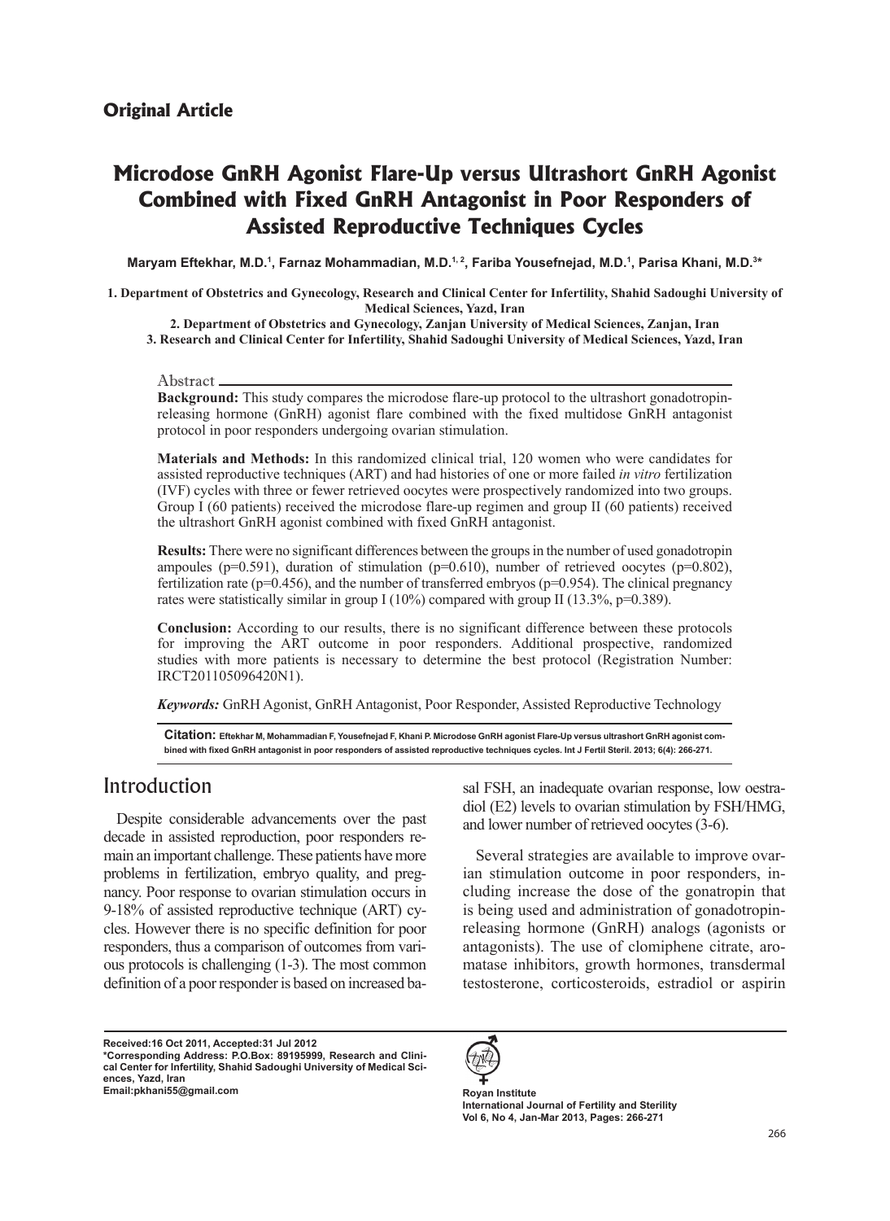## Original Article

# Microdose GnRH Agonist Flare-Up versus Ultrashort GnRH Agonist Combined with Fixed GnRH Antagonist in Poor Responders of Assisted Reproductive Techniques Cycles

**Maryam Eftekhar, M.D.[1], Farnaz Mohammadian, M.D.[1, 2], Fariba Yousefnejad, M.D.[1], Parisa Khani, M.D.[3]***

**1. Department of Obstetrics and Gynecology, Research and Clinical Center for Infertility, Shahid Sadoughi University of Medical Sciences, Yazd, Iran**
**2. Department of Obstetrics and Gynecology, Zanjan University of Medical Sciences, Zanjan, Iran**
**3. Research and Clinical Center for Infertility, Shahid Sadoughi University of Medical Sciences, Yazd, Iran**

### Abstract

**Background:** This study compares the microdose flare-up protocol to the ultrashort gonadotropin-releasing hormone (GnRH) agonist flare combined with the fixed multidose GnRH antagonist protocol in poor responders undergoing ovarian stimulation.

**Materials and Methods:** In this randomized clinical trial, 120 women who were candidates for assisted reproductive techniques (ART) and had histories of one or more failed *in vitro* fertilization (IVF) cycles with three or fewer retrieved oocytes were prospectively randomized into two groups. Group I (60 patients) received the microdose flare-up regimen and group II (60 patients) received the ultrashort GnRH agonist combined with fixed GnRH antagonist.

**Results:** There were no significant differences between the groups in the number of used gonadotropin ampoules (p=0.591), duration of stimulation (p=0.610), number of retrieved oocytes (p=0.802), fertilization rate (p=0.456), and the number of transferred embryos (p=0.954). The clinical pregnancy rates were statistically similar in group I (10%) compared with group II (13.3%, p=0.389).

**Conclusion:** According to our results, there is no significant difference between these protocols for improving the ART outcome in poor responders. Additional prospective, randomized studies with more patients is necessary to determine the best protocol (Registration Number: IRCT201105096420N1).

***Keywords:*** GnRH Agonist, GnRH Antagonist, Poor Responder, Assisted Reproductive Technology

**Citation:** Eftekhar M, Mohammadian F, Yousefnejad F, Khani P. Microdose GnRH agonist Flare-Up versus ultrashort GnRH agonist combined with fixed GnRH antagonist in poor responders of assisted reproductive techniques cycles. Int J Fertil Steril. 2013; 6(4): 266-271.

## Introduction

Despite considerable advancements over the past decade in assisted reproduction, poor responders remain an important challenge. These patients have more problems in fertilization, embryo quality, and pregnancy. Poor response to ovarian stimulation occurs in 9-18% of assisted reproductive technique (ART) cycles. However there is no specific definition for poor responders, thus a comparison of outcomes from various protocols is challenging (1-3). The most common definition of a poor responder is based on increased basal FSH, an inadequate ovarian response, low oestradiol (E2) levels to ovarian stimulation by FSH/HMG, and lower number of retrieved oocytes (3-6).

Several strategies are available to improve ovarian stimulation outcome in poor responders, including increase the dose of the gonatropin that is being used and administration of gonadotropin-releasing hormone (GnRH) analogs (agonists or antagonists). The use of clomiphene citrate, aromatase inhibitors, growth hormones, transdermal testosterone, corticosteroids, estradiol or aspirin

Received:16 Oct 2011, Accepted:31 Jul 2012
*Corresponding Address: P.O.Box: 89195999, Research and Clinical Center for Infertility, Shahid Sadoughi University of Medical Sciences, Yazd, Iran
Email:pkhani55@gmail.com

Royan Institute
International Journal of Fertility and Sterility
Vol 6, No 4, Jan-Mar 2013, Pages: 266-271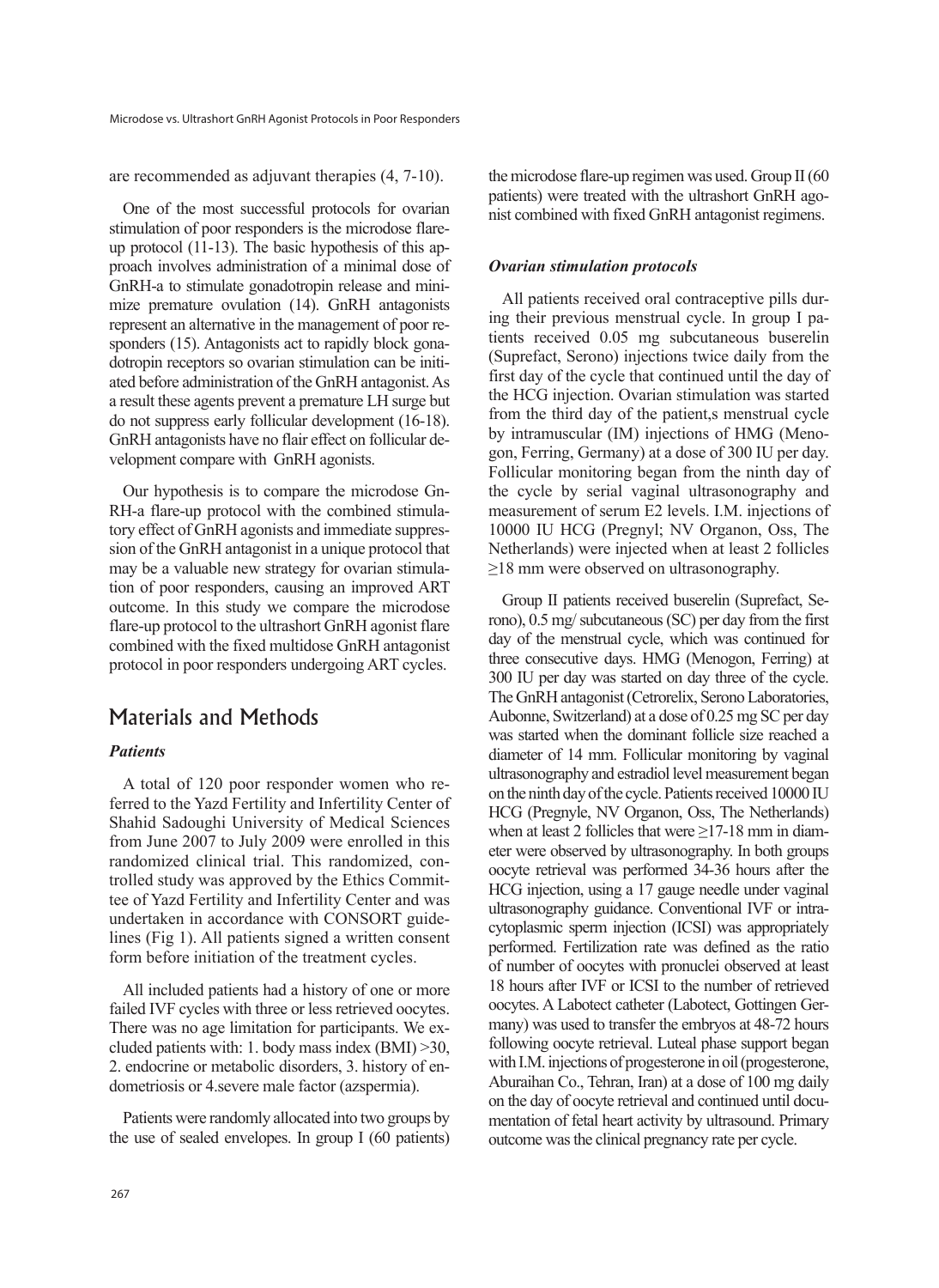are recommended as adjuvant therapies (4, 7-10).

One of the most successful protocols for ovarian stimulation of poor responders is the microdose flare-up protocol (11-13). The basic hypothesis of this approach involves administration of a minimal dose of GnRH-a to stimulate gonadotropin release and minimize premature ovulation (14). GnRH antagonists represent an alternative in the management of poor responders (15). Antagonists act to rapidly block gonadotropin receptors so ovarian stimulation can be initiated before administration of the GnRH antagonist. As a result these agents prevent a premature LH surge but do not suppress early follicular development (16-18). GnRH antagonists have no flair effect on follicular development compare with GnRH agonists.

Our hypothesis is to compare the microdose GnRH-a flare-up protocol with the combined stimulatory effect of GnRH agonists and immediate suppression of the GnRH antagonist in a unique protocol that may be a valuable new strategy for ovarian stimulation of poor responders, causing an improved ART outcome. In this study we compare the microdose flare-up protocol to the ultrashort GnRH agonist flare combined with the fixed multidose GnRH antagonist protocol in poor responders undergoing ART cycles.

## Materials and Methods

### *Patients*

A total of 120 poor responder women who referred to the Yazd Fertility and Infertility Center of Shahid Sadoughi University of Medical Sciences from June 2007 to July 2009 were enrolled in this randomized clinical trial. This randomized, controlled study was approved by the Ethics Committee of Yazd Fertility and Infertility Center and was undertaken in accordance with CONSORT guidelines (Fig 1). All patients signed a written consent form before initiation of the treatment cycles.

All included patients had a history of one or more failed IVF cycles with three or less retrieved oocytes. There was no age limitation for participants. We excluded patients with: 1. body mass index (BMI) >30, 2. endocrine or metabolic disorders, 3. history of endometriosis or 4.severe male factor (azspermia).

Patients were randomly allocated into two groups by the use of sealed envelopes. In group I (60 patients) the microdose flare-up regimen was used. Group II (60 patients) were treated with the ultrashort GnRH agonist combined with fixed GnRH antagonist regimens.

### *Ovarian stimulation protocols*

All patients received oral contraceptive pills during their previous menstrual cycle. In group I patients received 0.05 mg subcutaneous buserelin (Suprefact, Serono) injections twice daily from the first day of the cycle that continued until the day of the HCG injection. Ovarian stimulation was started from the third day of the patient,s menstrual cycle by intramuscular (IM) injections of HMG (Menogon, Ferring, Germany) at a dose of 300 IU per day. Follicular monitoring began from the ninth day of the cycle by serial vaginal ultrasonography and measurement of serum E2 levels. I.M. injections of 10000 IU HCG (Pregnyl; NV Organon, Oss, The Netherlands) were injected when at least 2 follicles ≥18 mm were observed on ultrasonography.

Group II patients received buserelin (Suprefact, Serono), 0.5 mg/ subcutaneous (SC) per day from the first day of the menstrual cycle, which was continued for three consecutive days. HMG (Menogon, Ferring) at 300 IU per day was started on day three of the cycle. The GnRH antagonist (Cetrorelix, Serono Laboratories, Aubonne, Switzerland) at a dose of 0.25 mg SC per day was started when the dominant follicle size reached a diameter of 14 mm. Follicular monitoring by vaginal ultrasonography and estradiol level measurement began on the ninth day of the cycle. Patients received 10000 IU HCG (Pregnyle, NV Organon, Oss, The Netherlands) when at least 2 follicles that were ≥17-18 mm in diameter were observed by ultrasonography. In both groups oocyte retrieval was performed 34-36 hours after the HCG injection, using a 17 gauge needle under vaginal ultrasonography guidance. Conventional IVF or intracytoplasmic sperm injection (ICSI) was appropriately performed. Fertilization rate was defined as the ratio of number of oocytes with pronuclei observed at least 18 hours after IVF or ICSI to the number of retrieved oocytes. A Labotect catheter (Labotect, Gottingen Germany) was used to transfer the embryos at 48-72 hours following oocyte retrieval. Luteal phase support began with I.M. injections of progesterone in oil (progesterone, Aburaihan Co., Tehran, Iran) at a dose of 100 mg daily on the day of oocyte retrieval and continued until documentation of fetal heart activity by ultrasound. Primary outcome was the clinical pregnancy rate per cycle.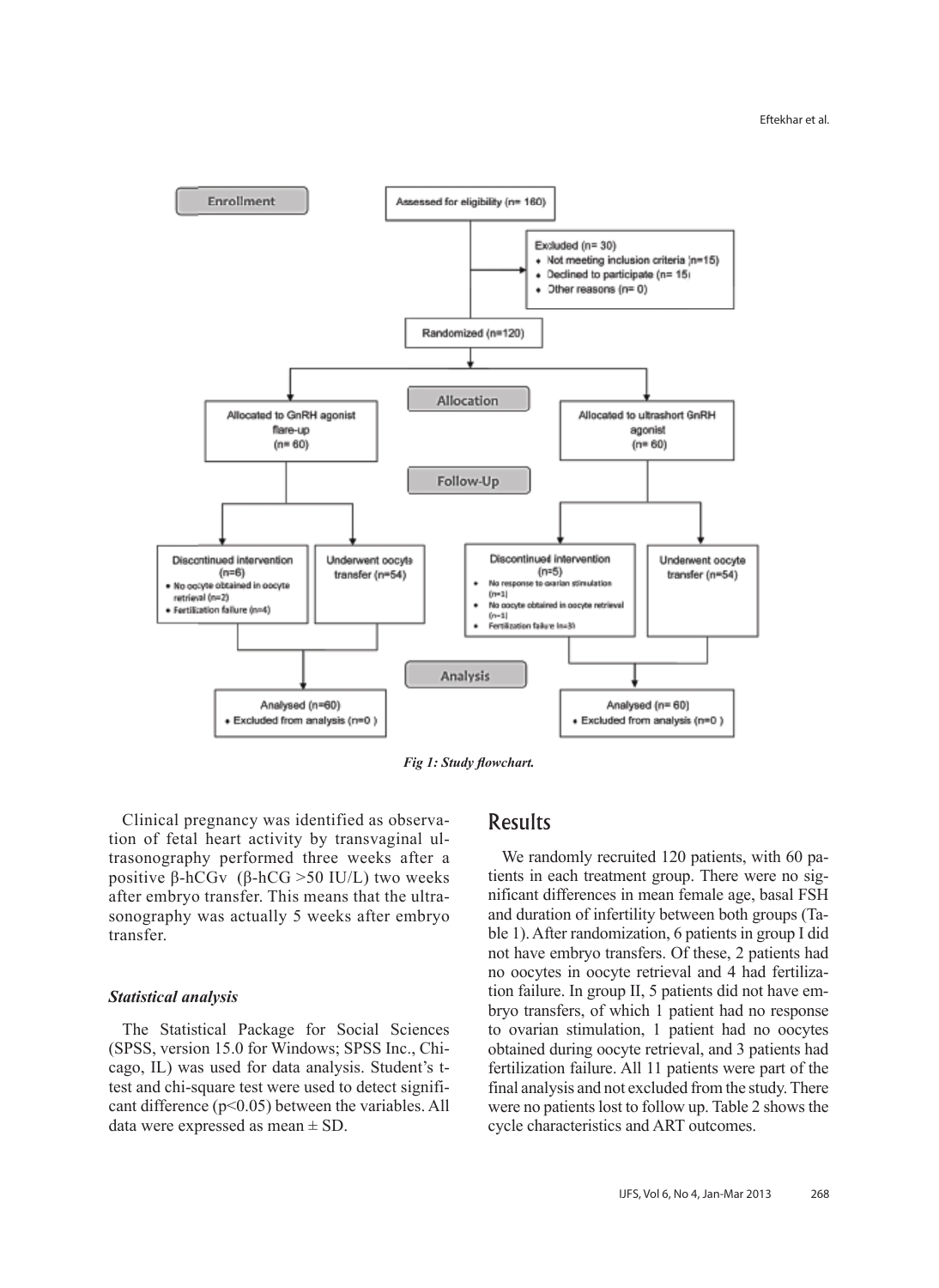**Enrollment**

Assessed for eligibility (n= 160)

Excluded (n= 30)
- Not meeting inclusion criteria (n=15)
- Declined to participate (n= 15)
- Other reasons (n= 0)

Randomized (n=120)

**Allocation**

Allocated to GnRH agonist flare-up (n= 60)

Allocated to ultrashort GnRH agonist (n= 60)

**Follow-Up**

Discontinued intervention (n=6)
- No oocyte obtained in oocyte retrieval (n=2)
- Fertilization failure (n=4)

Underwent oocyte transfer (n=54)

Discontinued intervention (n=5)
- No response to ovarian stimulation (n=1)
- No oocyte obtained in oocyte retrieval (n=1)
- Fertilization failure (n=3)

Underwent oocyte transfer (n=54)

**Analysis**

Analysed (n=60)
- Excluded from analysis (n=0)

Analysed (n= 60)
- Excluded from analysis (n=0)

***Fig 1: Study flowchart.***

Clinical pregnancy was identified as observation of fetal heart activity by transvaginal ultrasonography performed three weeks after a positive β-hCGv (β-hCG >50 IU/L) two weeks after embryo transfer. This means that the ultrasonography was actually 5 weeks after embryo transfer.

### *Statistical analysis*

The Statistical Package for Social Sciences (SPSS, version 15.0 for Windows; SPSS Inc., Chicago, IL) was used for data analysis. Student's t-test and chi-square test were used to detect significant difference ($p<0.05$) between the variables. All data were expressed as mean ± SD.

## Results

We randomly recruited 120 patients, with 60 patients in each treatment group. There were no significant differences in mean female age, basal FSH and duration of infertility between both groups (Table 1). After randomization, 6 patients in group I did not have embryo transfers. Of these, 2 patients had no oocytes in oocyte retrieval and 4 had fertilization failure. In group II, 5 patients did not have embryo transfers, of which 1 patient had no response to ovarian stimulation, 1 patient had no oocytes obtained during oocyte retrieval, and 3 patients had fertilization failure. All 11 patients were part of the final analysis and not excluded from the study. There were no patients lost to follow up. Table 2 shows the cycle characteristics and ART outcomes.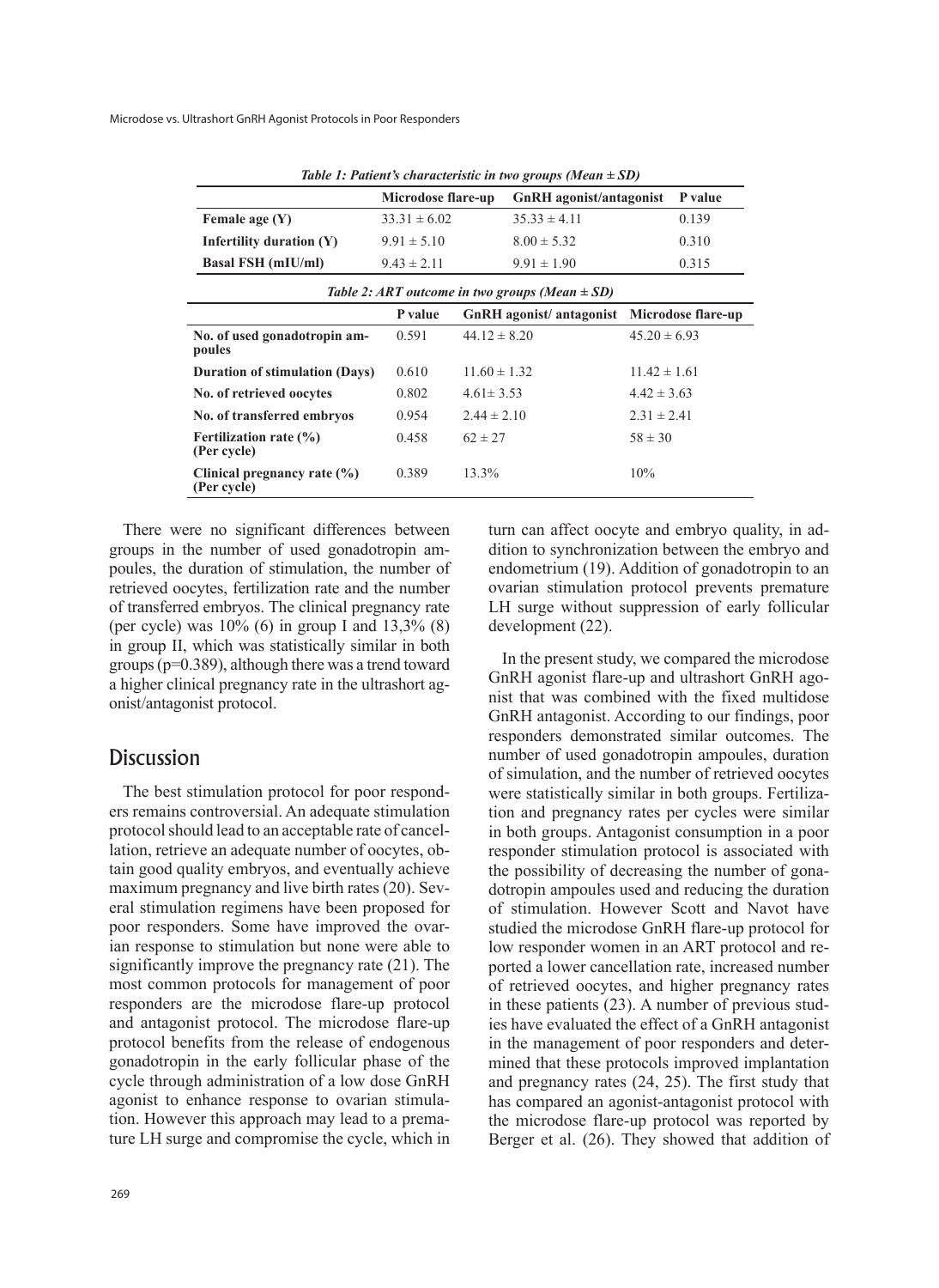*Table 1: Patient's characteristic in two groups (Mean ± SD)*

| | Microdose flare-up | GnRH agonist/antagonist | P value |
|---|---|---|---|
| **Female age (Y)** | 33.31 ± 6.02 | 35.33 ± 4.11 | 0.139 |
| **Infertility duration (Y)** | 9.91 ± 5.10 | 8.00 ± 5.32 | 0.310 |
| **Basal FSH (mIU/ml)** | 9.43 ± 2.11 | 9.91 ± 1.90 | 0.315 |

*Table 2: ART outcome in two groups (Mean ± SD)*

| | P value | GnRH agonist/ antagonist | Microdose flare-up |
|---|---|---|---|
| **No. of used gonadotropin ampoules** | 0.591 | 44.12 ± 8.20 | 45.20 ± 6.93 |
| **Duration of stimulation (Days)** | 0.610 | 11.60 ± 1.32 | 11.42 ± 1.61 |
| **No. of retrieved oocytes** | 0.802 | 4.61± 3.53 | 4.42 ± 3.63 |
| **No. of transferred embryos** | 0.954 | 2.44 ± 2.10 | 2.31 ± 2.41 |
| **Fertilization rate (%) (Per cycle)** | 0.458 | 62 ± 27 | 58 ± 30 |
| **Clinical pregnancy rate (%) (Per cycle)** | 0.389 | 13.3% | 10% |

There were no significant differences between groups in the number of used gonadotropin ampoules, the duration of stimulation, the number of retrieved oocytes, fertilization rate and the number of transferred embryos. The clinical pregnancy rate (per cycle) was 10% (6) in group I and 13,3% (8) in group II, which was statistically similar in both groups (p=0.389), although there was a trend toward a higher clinical pregnancy rate in the ultrashort agonist/antagonist protocol.

## Discussion

The best stimulation protocol for poor responders remains controversial. An adequate stimulation protocol should lead to an acceptable rate of cancellation, retrieve an adequate number of oocytes, obtain good quality embryos, and eventually achieve maximum pregnancy and live birth rates (20). Several stimulation regimens have been proposed for poor responders. Some have improved the ovarian response to stimulation but none were able to significantly improve the pregnancy rate (21). The most common protocols for management of poor responders are the microdose flare-up protocol and antagonist protocol. The microdose flare-up protocol benefits from the release of endogenous gonadotropin in the early follicular phase of the cycle through administration of a low dose GnRH agonist to enhance response to ovarian stimulation. However this approach may lead to a premature LH surge and compromise the cycle, which in turn can affect oocyte and embryo quality, in addition to synchronization between the embryo and endometrium (19). Addition of gonadotropin to an ovarian stimulation protocol prevents premature LH surge without suppression of early follicular development (22).

In the present study, we compared the microdose GnRH agonist flare-up and ultrashort GnRH agonist that was combined with the fixed multidose GnRH antagonist. According to our findings, poor responders demonstrated similar outcomes. The number of used gonadotropin ampoules, duration of simulation, and the number of retrieved oocytes were statistically similar in both groups. Fertilization and pregnancy rates per cycles were similar in both groups. Antagonist consumption in a poor responder stimulation protocol is associated with the possibility of decreasing the number of gonadotropin ampoules used and reducing the duration of stimulation. However Scott and Navot have studied the microdose GnRH flare-up protocol for low responder women in an ART protocol and reported a lower cancellation rate, increased number of retrieved oocytes, and higher pregnancy rates in these patients (23). A number of previous studies have evaluated the effect of a GnRH antagonist in the management of poor responders and determined that these protocols improved implantation and pregnancy rates (24, 25). The first study that has compared an agonist-antagonist protocol with the microdose flare-up protocol was reported by Berger et al. (26). They showed that addition of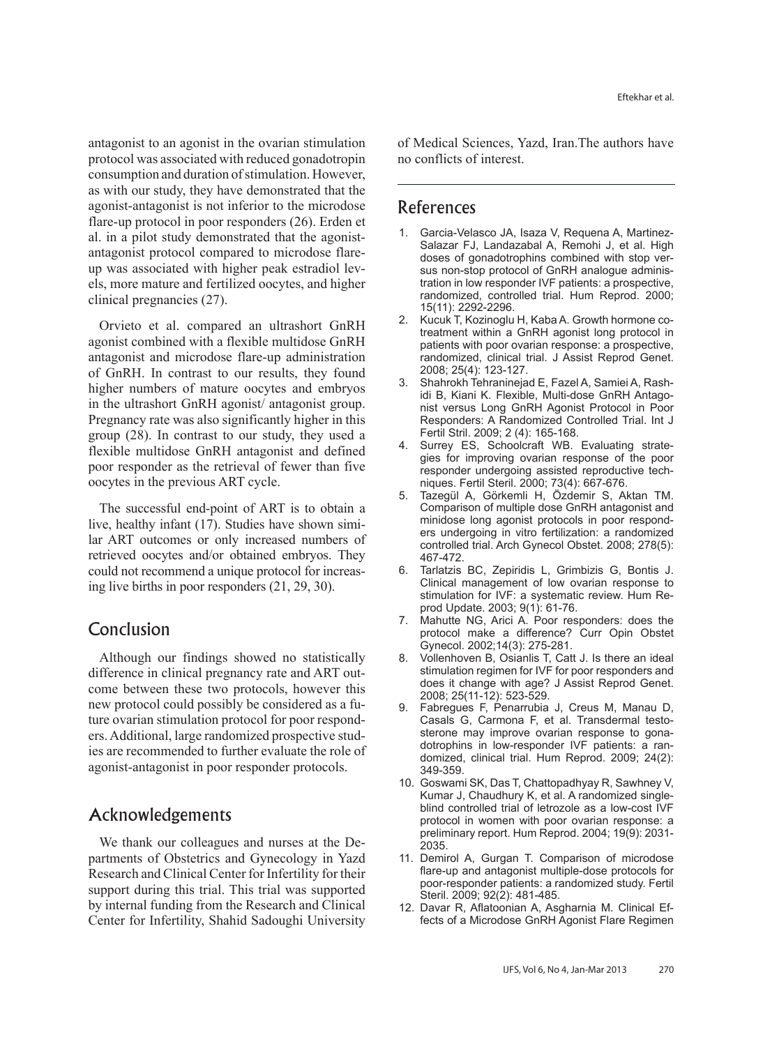antagonist to an agonist in the ovarian stimulation protocol was associated with reduced gonadotropin consumption and duration of stimulation. However, as with our study, they have demonstrated that the agonist-antagonist is not inferior to the microdose flare-up protocol in poor responders (26). Erden et al. in a pilot study demonstrated that the agonist-antagonist protocol compared to microdose flare-up was associated with higher peak estradiol levels, more mature and fertilized oocytes, and higher clinical pregnancies (27).

Orvieto et al. compared an ultrashort GnRH agonist combined with a flexible multidose GnRH antagonist and microdose flare-up administration of GnRH. In contrast to our results, they found higher numbers of mature oocytes and embryos in the ultrashort GnRH agonist/ antagonist group. Pregnancy rate was also significantly higher in this group (28). In contrast to our study, they used a flexible multidose GnRH antagonist and defined poor responder as the retrieval of fewer than five oocytes in the previous ART cycle.

The successful end-point of ART is to obtain a live, healthy infant (17). Studies have shown similar ART outcomes or only increased numbers of retrieved oocytes and/or obtained embryos. They could not recommend a unique protocol for increasing live births in poor responders (21, 29, 30).

## Conclusion

Although our findings showed no statistically difference in clinical pregnancy rate and ART outcome between these two protocols, however this new protocol could possibly be considered as a future ovarian stimulation protocol for poor responders. Additional, large randomized prospective studies are recommended to further evaluate the role of agonist-antagonist in poor responder protocols.

## Acknowledgements

We thank our colleagues and nurses at the Departments of Obstetrics and Gynecology in Yazd Research and Clinical Center for Infertility for their support during this trial. This trial was supported by internal funding from the Research and Clinical Center for Infertility, Shahid Sadoughi University of Medical Sciences, Yazd, Iran.The authors have no conflicts of interest.

## References

1. Garcia-Velasco JA, Isaza V, Requena A, Martinez-Salazar FJ, Landazabal A, Remohi J, et al. High doses of gonadotrophins combined with stop versus non-stop protocol of GnRH analogue administration in low responder IVF patients: a prospective, randomized, controlled trial. Hum Reprod. 2000; 15(11): 2292-2296.
2. Kucuk T, Kozinoglu H, Kaba A. Growth hormone co-treatment within a GnRH agonist long protocol in patients with poor ovarian response: a prospective, randomized, clinical trial. J Assist Reprod Genet. 2008; 25(4): 123-127.
3. Shahrokh Tehraninejad E, Fazel A, Samiei A, Rashidi B, Kiani K. Flexible, Multi-dose GnRH Antagonist versus Long GnRH Agonist Protocol in Poor Responders: A Randomized Controlled Trial. Int J Fertil Stril. 2009; 2 (4): 165-168.
4. Surrey ES, Schoolcraft WB. Evaluating strategies for improving ovarian response of the poor responder undergoing assisted reproductive techniques. Fertil Steril. 2000; 73(4): 667-676.
5. Tazegül A, Görkemli H, Özdemir S, Aktan TM. Comparison of multiple dose GnRH antagonist and minidose long agonist protocols in poor responders undergoing in vitro fertilization: a randomized controlled trial. Arch Gynecol Obstet. 2008; 278(5): 467-472.
6. Tarlatzis BC, Zepiridis L, Grimbizis G, Bontis J. Clinical management of low ovarian response to stimulation for IVF: a systematic review. Hum Reprod Update. 2003; 9(1): 61-76.
7. Mahutte NG, Arici A. Poor responders: does the protocol make a difference? Curr Opin Obstet Gynecol. 2002;14(3): 275-281.
8. Vollenhoven B, Osianlis T, Catt J. Is there an ideal stimulation regimen for IVF for poor responders and does it change with age? J Assist Reprod Genet. 2008; 25(11-12): 523-529.
9. Fabregues F, Penarrubia J, Creus M, Manau D, Casals G, Carmona F, et al. Transdermal testosterone may improve ovarian response to gonadotrophins in low-responder IVF patients: a randomized, clinical trial. Hum Reprod. 2009; 24(2): 349-359.
10. Goswami SK, Das T, Chattopadhyay R, Sawhney V, Kumar J, Chaudhury K, et al. A randomized single-blind controlled trial of letrozole as a low-cost IVF protocol in women with poor ovarian response: a preliminary report. Hum Reprod. 2004; 19(9): 2031-2035.
11. Demirol A, Gurgan T. Comparison of microdose flare-up and antagonist multiple-dose protocols for poor-responder patients: a randomized study. Fertil Steril. 2009; 92(2): 481-485.
12. Davar R, Aflatoonian A, Asgharnia M. Clinical Effects of a Microdose GnRH Agonist Flare Regimen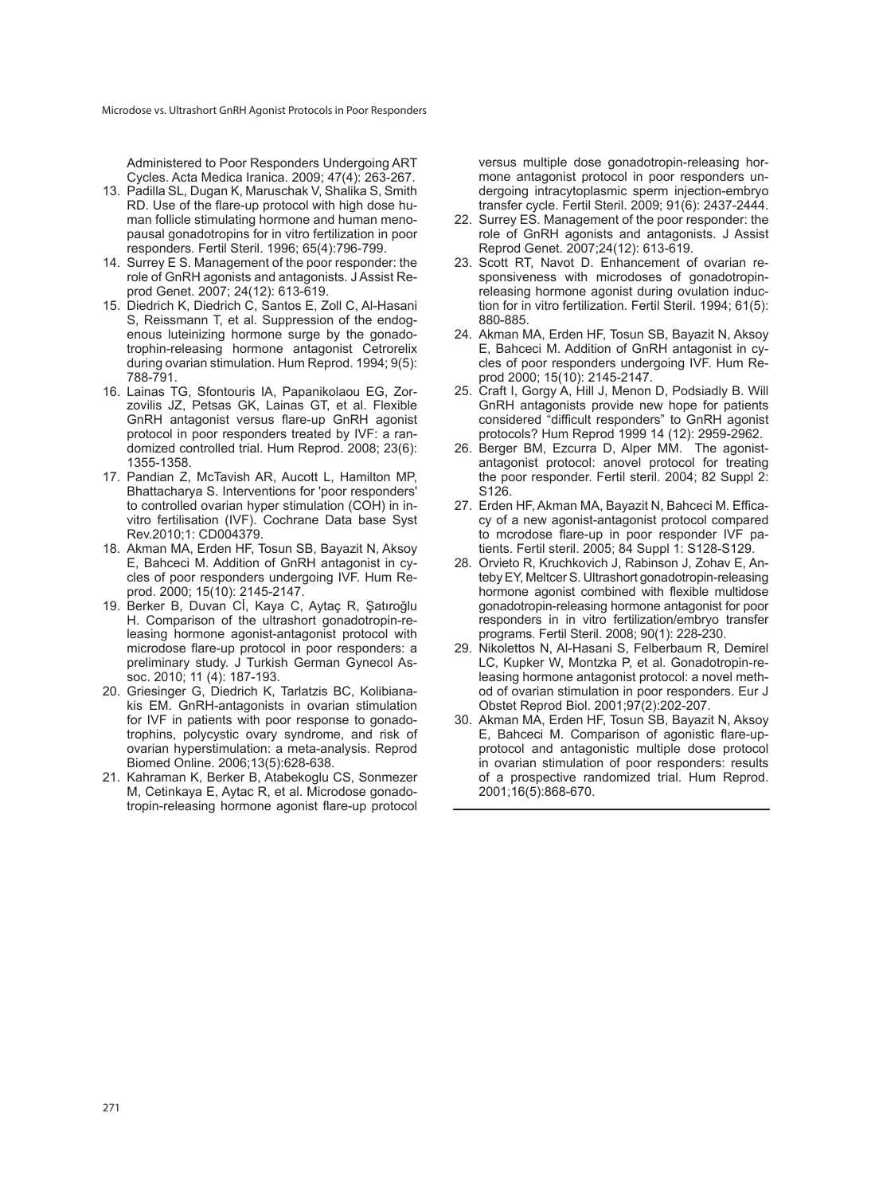Administered to Poor Responders Undergoing ART Cycles. Acta Medica Iranica. 2009; 47(4): 263-267.

13. Padilla SL, Dugan K, Maruschak V, Shalika S, Smith RD. Use of the flare-up protocol with high dose human follicle stimulating hormone and human menopausal gonadotropins for in vitro fertilization in poor responders. Fertil Steril. 1996; 65(4):796-799.
14. Surrey E S. Management of the poor responder: the role of GnRH agonists and antagonists. J Assist Reprod Genet. 2007; 24(12): 613-619.
15. Diedrich K, Diedrich C, Santos E, Zoll C, Al-Hasani S, Reissmann T, et al. Suppression of the endogenous luteinizing hormone surge by the gonadotrophin-releasing hormone antagonist Cetrorelix during ovarian stimulation. Hum Reprod. 1994; 9(5): 788-791.
16. Lainas TG, Sfontouris IA, Papanikolaou EG, Zorzovilis JZ, Petsas GK, Lainas GT, et al. Flexible GnRH antagonist versus flare-up GnRH agonist protocol in poor responders treated by IVF: a randomized controlled trial. Hum Reprod. 2008; 23(6): 1355-1358.
17. Pandian Z, McTavish AR, Aucott L, Hamilton MP, Bhattacharya S. Interventions for 'poor responders' to controlled ovarian hyper stimulation (COH) in in-vitro fertilisation (IVF). Cochrane Data base Syst Rev.2010;1: CD004379.
18. Akman MA, Erden HF, Tosun SB, Bayazit N, Aksoy E, Bahceci M. Addition of GnRH antagonist in cycles of poor responders undergoing IVF. Hum Reprod. 2000; 15(10): 2145-2147.
19. Berker B, Duvan Cİ, Kaya C, Aytaç R, Şatıroğlu H. Comparison of the ultrashort gonadotropin-releasing hormone agonist-antagonist protocol with microdose flare-up protocol in poor responders: a preliminary study. J Turkish German Gynecol Assoc. 2010; 11 (4): 187-193.
20. Griesinger G, Diedrich K, Tarlatzis BC, Kolibianakis EM. GnRH-antagonists in ovarian stimulation for IVF in patients with poor response to gonadotrophins, polycystic ovary syndrome, and risk of ovarian hyperstimulation: a meta-analysis. Reprod Biomed Online. 2006;13(5):628-638.
21. Kahraman K, Berker B, Atabekoglu CS, Sonmezer M, Cetinkaya E, Aytac R, et al. Microdose gonadotropin-releasing hormone agonist flare-up protocol versus multiple dose gonadotropin-releasing hormone antagonist protocol in poor responders undergoing intracytoplasmic sperm injection-embryo transfer cycle. Fertil Steril. 2009; 91(6): 2437-2444.
22. Surrey ES. Management of the poor responder: the role of GnRH agonists and antagonists. J Assist Reprod Genet. 2007;24(12): 613-619.
23. Scott RT, Navot D. Enhancement of ovarian responsiveness with microdoses of gonadotropin-releasing hormone agonist during ovulation induction for in vitro fertilization. Fertil Steril. 1994; 61(5): 880-885.
24. Akman MA, Erden HF, Tosun SB, Bayazit N, Aksoy E, Bahceci M. Addition of GnRH antagonist in cycles of poor responders undergoing IVF. Hum Reprod 2000; 15(10): 2145-2147.
25. Craft I, Gorgy A, Hill J, Menon D, Podsiadly B. Will GnRH antagonists provide new hope for patients considered "difficult responders" to GnRH agonist protocols? Hum Reprod 1999 14 (12): 2959-2962.
26. Berger BM, Ezcurra D, Alper MM. The agonist-antagonist protocol: anovel protocol for treating the poor responder. Fertil steril. 2004; 82 Suppl 2: S126.
27. Erden HF, Akman MA, Bayazit N, Bahceci M. Efficacy of a new agonist-antagonist protocol compared to mcrodose flare-up in poor responder IVF patients. Fertil steril. 2005; 84 Suppl 1: S128-S129.
28. Orvieto R, Kruchkovich J, Rabinson J, Zohav E, Anteby EY, Meltcer S. Ultrashort gonadotropin-releasing hormone agonist combined with flexible multidose gonadotropin-releasing hormone antagonist for poor responders in in vitro fertilization/embryo transfer programs. Fertil Steril. 2008; 90(1): 228-230.
29. Nikolettos N, Al-Hasani S, Felberbaum R, Demirel LC, Kupker W, Montzka P, et al. Gonadotropin-releasing hormone antagonist protocol: a novel method of ovarian stimulation in poor responders. Eur J Obstet Reprod Biol. 2001;97(2):202-207.
30. Akman MA, Erden HF, Tosun SB, Bayazit N, Aksoy E, Bahceci M. Comparison of agonistic flare-up-protocol and antagonistic multiple dose protocol in ovarian stimulation of poor responders: results of a prospective randomized trial. Hum Reprod. 2001;16(5):868-670.